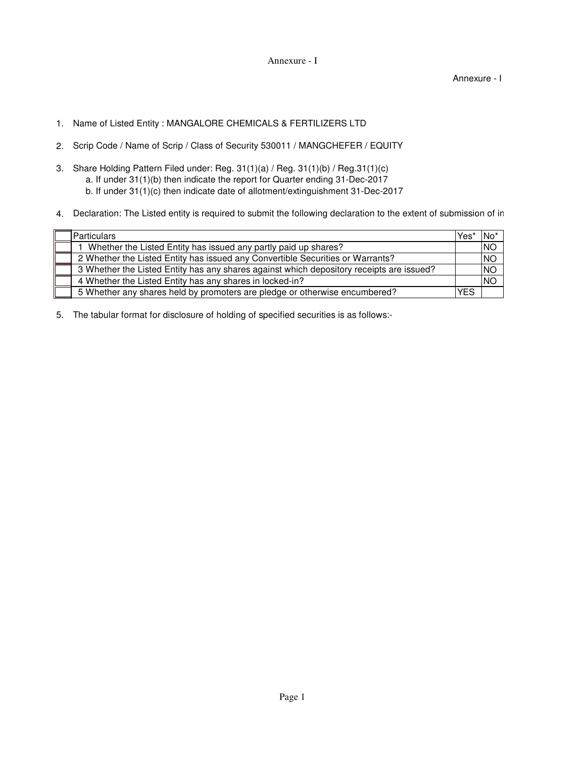Annexure - I

Annexure - I

1. Name of Listed Entity : MANGALORE CHEMICALS & FERTILIZERS LTD
2. Scrip Code / Name of Scrip / Class of Security 530011 / MANGCHEFER / EQUITY
3. Share Holding Pattern Filed under: Reg. 31(1)(a) / Reg. 31(1)(b) / Reg.31(1)(c)
   a. If under 31(1)(b) then indicate the report for Quarter ending 31-Dec-2017
   b. If under 31(1)(c) then indicate date of allotment/extinguishment 31-Dec-2017
4. Declaration: The Listed entity is required to submit the following declaration to the extent of submission of in

| | Particulars | Yes* | No* |
|---|---|---|---|
| | 1 Whether the Listed Entity has issued any partly paid up shares? | | NO |
| | 2 Whether the Listed Entity has issued any Convertible Securities or Warrants? | | NO |
| | 3 Whether the Listed Entity has any shares against which depository receipts are issued? | | NO |
| | 4 Whether the Listed Entity has any shares in locked-in? | | NO |
| | 5 Whether any shares held by promoters are pledge or otherwise encumbered? | YES | |

5. The tabular format for disclosure of holding of specified securities is as follows:-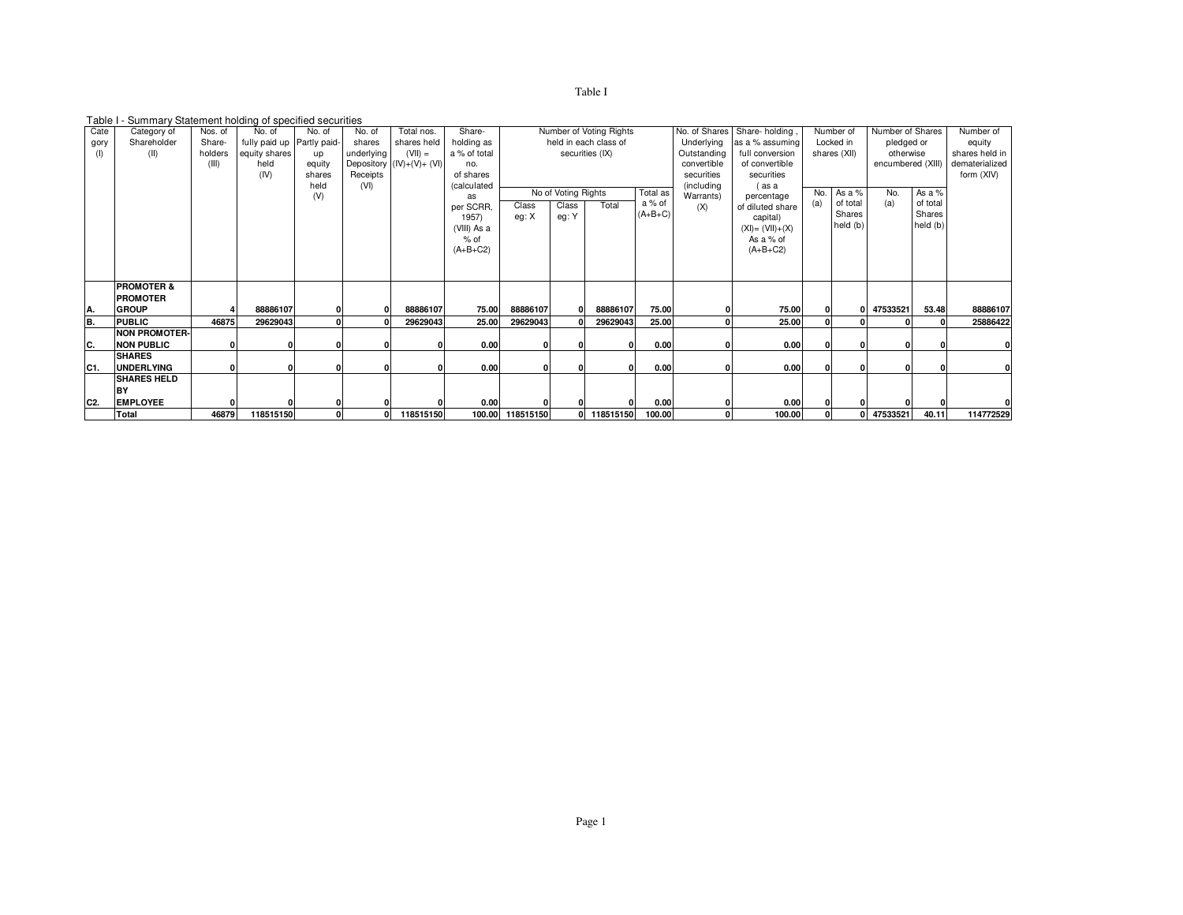Table I

Table I - Summary Statement holding of specified securities

| Category (I) | Category of Shareholder (II) | Nos. of Share-holders (III) | No. of fully paid up equity shares held (IV) | No. of Partly paid-up equity shares held (V) | No. of shares underlying Depository Receipts (VI) | Total nos. shares held (VII) = (IV)+(V)+ (VI) | Share-holding as a % of total no. of shares (calculated as per SCRR, 1957) (VIII) As a % of (A+B+C2) | Number of Voting Rights held in each class of securities (IX) | | | | No. of Shares Underlying Outstanding convertible securities (including Warrants) (X) | Share- holding , as a % assuming full conversion of convertible securities ( as a percentage of diluted share capital) (XI)= (VII)+(X) As a % of (A+B+C2) | Number of Locked in shares (XII) | | Number of Shares pledged or otherwise encumbered (XIII) | | Number of equity shares held in dematerialized form (XIV) |
|---|---|---|---|---|---|---|---|---|---|---|---|---|---|---|---|---|---|---|
| | | | | | | | | No of Voting Rights | | | Total as a % of (A+B+C) | | | No. (a) | As a % of total Shares held (b) | No. (a) | As a % of total Shares held (b) | |
| | | | | | | | | Class eg: X | Class eg: Y | Total | | | | | | | | |
| A. | **PROMOTER & PROMOTER GROUP** | **4** | **88886107** | **0** | **0** | **88886107** | **75.00** | **88886107** | **0** | **88886107** | **75.00** | **0** | **75.00** | **0** | **0** | **47533521** | **53.48** | **88886107** |
| B. | **PUBLIC** | **46875** | **29629043** | **0** | **0** | **29629043** | **25.00** | **29629043** | **0** | **29629043** | **25.00** | **0** | **25.00** | **0** | **0** | **0** | **0** | **25886422** |
| C. | **NON PROMOTER-NON PUBLIC** | **0** | **0** | **0** | **0** | **0** | **0.00** | **0** | **0** | **0** | **0.00** | **0** | **0.00** | **0** | **0** | **0** | **0** | **0** |
| C1. | **SHARES UNDERLYING** | **0** | **0** | **0** | **0** | **0** | **0.00** | **0** | **0** | **0** | **0.00** | **0** | **0.00** | **0** | **0** | **0** | **0** | **0** |
| C2. | **SHARES HELD BY EMPLOYEE** | **0** | **0** | **0** | **0** | **0** | **0.00** | **0** | **0** | **0** | **0.00** | **0** | **0.00** | **0** | **0** | **0** | **0** | **0** |
| | **Total** | **46879** | **118515150** | **0** | **0** | **118515150** | **100.00** | **118515150** | **0** | **118515150** | **100.00** | **0** | **100.00** | **0** | **0** | **47533521** | **40.11** | **114772529** |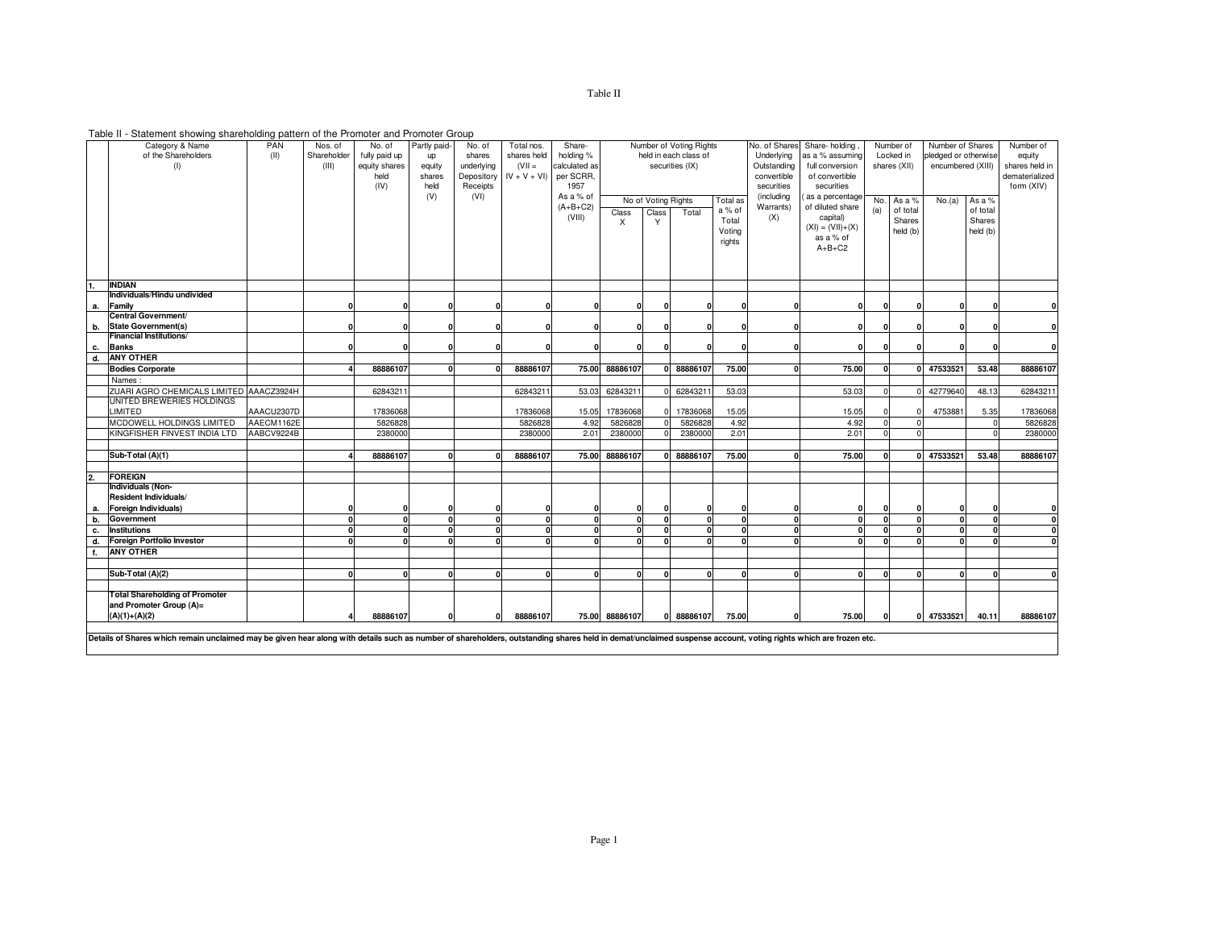Table II

Table II - Statement showing shareholding pattern of the Promoter and Promoter Group

| | Category & Name of the Shareholders (I) | PAN (II) | Nos. of Shareholder (III) | No. of fully paid up equity shares held (IV) | Partly paid-up equity shares held (V) | No. of shares underlying Depository Receipts (VI) | Total nos. shares held (VII = IV + V + VI) | Share-holding % calculated as per SCRR, 1957 As a % of (A+B+C2) (VIII) | Number of Voting Rights held in each class of securities (IX) | | | | No. of Shares Underlying Outstanding convertible securities (including Warrants) (X) | Share- holding , as a % assuming full conversion of convertible securities ( as a percentage of diluted share capital) (XI) = (VII)+(X) as a % of A+B+C2 | Number of Locked in shares (XII) | | Number of Shares pledged or otherwise encumbered (XIII) | | Number of equity shares held in dematerialized form (XIV) |
|---|---|---|---|---|---|---|---|---|---|---|---|---|---|---|---|---|---|---|---|
| | | | | | | | | | No of Voting Rights | | | Total as a % of Total Voting rights | | | No. (a) | As a % of total Shares held (b) | No.(a) | As a % of total Shares held (b) | |
| | | | | | | | | | Class X | Class Y | Total | | | | | | | | |
| **1.** | **INDIAN** | | | | | | | | | | | | | | | | | | |
| **a.** | **Individuals/Hindu undivided Family** | | **0** | **0** | **0** | **0** | **0** | **0** | **0** | **0** | **0** | **0** | **0** | **0** | **0** | **0** | **0** | **0** | **0** |
| **b.** | **Central Government/ State Government(s)** | | **0** | **0** | **0** | **0** | **0** | **0** | **0** | **0** | **0** | **0** | **0** | **0** | **0** | **0** | **0** | **0** | **0** |
| **c.** | **Financial Institutions/ Banks** | | **0** | **0** | **0** | **0** | **0** | **0** | **0** | **0** | **0** | **0** | **0** | **0** | **0** | **0** | **0** | **0** | **0** |
| **d.** | **ANY OTHER** | | | | | | | | | | | | | | | | | | |
| | **Bodies Corporate** | | **4** | **88886107** | **0** | **0** | **88886107** | **75.00** | **88886107** | **0** | **88886107** | **75.00** | **0** | **75.00** | **0** | **0** | **47533521** | **53.48** | **88886107** |
| | Names : | | | | | | | | | | | | | | | | | | |
| | ZUARI AGRO CHEMICALS LIMITED | AAACZ3924H | | 62843211 | | | 62843211 | 53.03 | 62843211 | 0 | 62843211 | 53.03 | | 53.03 | 0 | 0 | 42779640 | 48.13 | 62843211 |
| | UNITED BREWERIES HOLDINGS LIMITED | AAACU2307D | | 17836068 | | | 17836068 | 15.05 | 17836068 | 0 | 17836068 | 15.05 | | 15.05 | 0 | 0 | 4753881 | 5.35 | 17836068 |
| | MCDOWELL HOLDINGS LIMITED | AAECM1162E | | 5826828 | | | 5826828 | 4.92 | 5826828 | 0 | 5826828 | 4.92 | | 4.92 | 0 | 0 | | 0 | 5826828 |
| | KINGFISHER FINVEST INDIA LTD | AABCV9224B | | 2380000 | | | 2380000 | 2.01 | 2380000 | 0 | 2380000 | 2.01 | | 2.01 | 0 | 0 | | 0 | 2380000 |
| | **Sub-Total (A)(1)** | | **4** | **88886107** | **0** | **0** | **88886107** | **75.00** | **88886107** | **0** | **88886107** | **75.00** | **0** | **75.00** | **0** | **0** | **47533521** | **53.48** | **88886107** |
| **2.** | **FOREIGN** | | | | | | | | | | | | | | | | | | |
| **a.** | **Individuals (Non-Resident Individuals/ Foreign Individuals)** | | **0** | **0** | **0** | **0** | **0** | **0** | **0** | **0** | **0** | **0** | **0** | **0** | **0** | **0** | **0** | **0** | **0** |
| **b.** | **Government** | | **0** | **0** | **0** | **0** | **0** | **0** | **0** | **0** | **0** | **0** | **0** | **0** | **0** | **0** | **0** | **0** | **0** |
| **c.** | **Institutions** | | **0** | **0** | **0** | **0** | **0** | **0** | **0** | **0** | **0** | **0** | **0** | **0** | **0** | **0** | **0** | **0** | **0** |
| **d.** | **Foreign Portfolio Investor** | | **0** | **0** | **0** | **0** | **0** | **0** | **0** | **0** | **0** | **0** | **0** | **0** | **0** | **0** | **0** | **0** | **0** |
| **f.** | **ANY OTHER** | | | | | | | | | | | | | | | | | | |
| | **Sub-Total (A)(2)** | | **0** | **0** | **0** | **0** | **0** | **0** | **0** | **0** | **0** | **0** | **0** | **0** | **0** | **0** | **0** | **0** | **0** |
| | **Total Shareholding of Promoter and Promoter Group (A)= (A)(1)+(A)(2)** | | **4** | **88886107** | **0** | **0** | **88886107** | **75.00** | **88886107** | **0** | **88886107** | **75.00** | **0** | **75.00** | **0** | **0** | **47533521** | **40.11** | **88886107** |

**Details of Shares which remain unclaimed may be given hear along with details such as number of shareholders, outstanding shares held in demat/unclaimed suspense account, voting rights which are frozen etc.**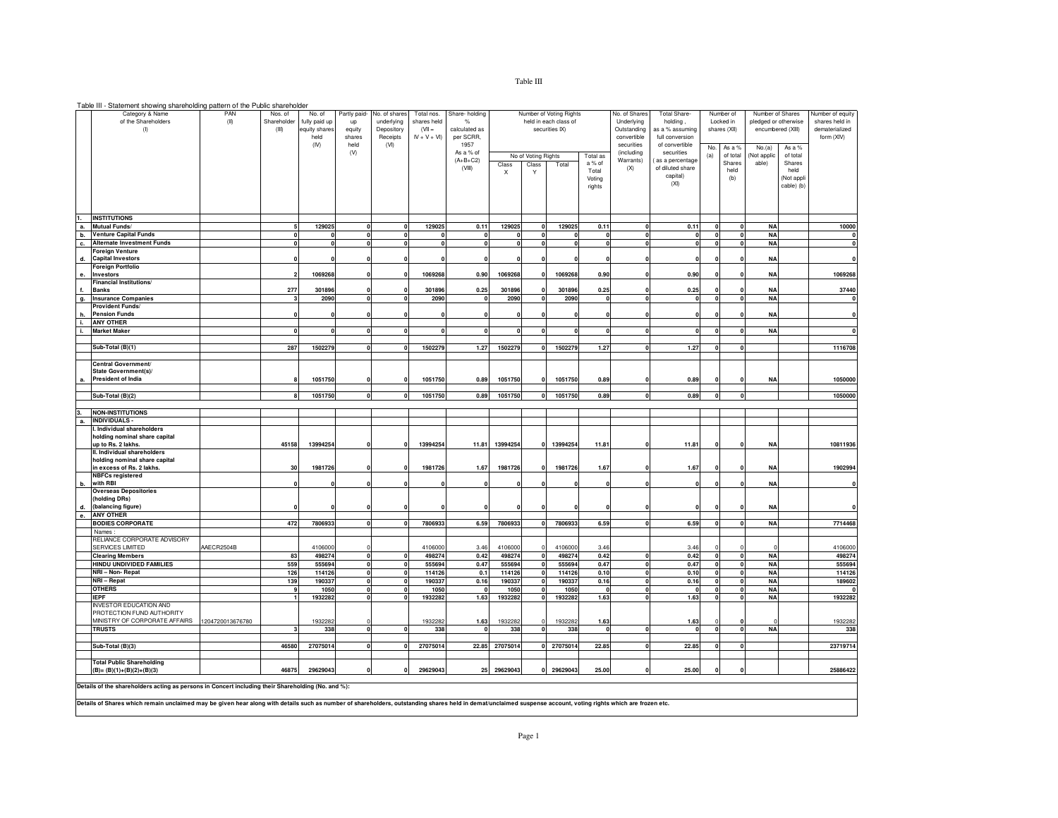# Table III

Table III - Statement showing shareholding pattern of the Public shareholder

| | Category & Name of the Shareholders (I) | PAN (II) | Nos. of Shareholder (III) | No. of fully paid up equity shares held (IV) | Partly paid-up equity shares held (V) | No. of shares underlying Depository Receipts (VI) | Total nos. shares held (VII = IV + V + VI) | Share-holding % calculated as per SCRR, 1957 As a % of (A+B+C2) (VIII) | Number of Voting Rights held in each class of securities IX) | | | | No. of Shares Underlying Outstanding convertible securities (including Warrants) (X) | Total Share-holding , as a % assuming full conversion of convertible securities ( as a percentage of diluted share capital) (XI) | Number of Locked in shares (XII) | | Number of Shares pledged or otherwise encumbered (XIII) | | Number of equity shares held in dematerialized form (XIV) |
|---|---|---|---|---|---|---|---|---|---|---|---|---|---|---|---|---|---|---|---|
| | | | | | | | | | No of Voting Rights | | | Total as a % of Total Voting rights | | | No. (a) | As a % of total Shares held (b) | No.(a) (Not applicable) | As a % of total Shares held (Not applicable) (b) | |
| | | | | | | | | | Class X | Class Y | Total | | | | | | | | |
| 1. | **INSTITUTIONS** | | | | | | | | | | | | | | | | | | |
| a. | **Mutual Funds/** | | 5 | 129025 | 0 | 0 | 129025 | 0.11 | 129025 | 0 | 129025 | 0.11 | 0 | 0.11 | 0 | 0 | NA | | 10000 |
| b. | **Venture Capital Funds** | | 0 | 0 | 0 | 0 | 0 | 0 | 0 | 0 | 0 | 0 | 0 | 0 | 0 | 0 | NA | | 0 |
| c. | **Alternate Investment Funds** | | 0 | 0 | 0 | 0 | 0 | 0 | 0 | 0 | 0 | 0 | 0 | 0 | 0 | 0 | NA | | 0 |
| d. | **Foreign Venture Capital Investors** | | 0 | 0 | 0 | 0 | 0 | 0 | 0 | 0 | 0 | 0 | 0 | 0 | 0 | 0 | NA | | 0 |
| e. | **Foreign Portfolio Investors** | | 2 | 1069268 | 0 | 0 | 1069268 | 0.90 | 1069268 | 0 | 1069268 | 0.90 | 0 | 0.90 | 0 | 0 | NA | | 1069268 |
| f. | **Financial Institutions/ Banks** | | 277 | 301896 | 0 | 0 | 301896 | 0.25 | 301896 | 0 | 301896 | 0.25 | 0 | 0.25 | 0 | 0 | NA | | 37440 |
| g. | **Insurance Companies** | | 3 | 2090 | 0 | 0 | 2090 | 0 | 2090 | 0 | 2090 | 0 | 0 | 0 | 0 | 0 | NA | | 0 |
| h. | **Provident Funds/ Pension Funds** | | 0 | 0 | 0 | 0 | 0 | 0 | 0 | 0 | 0 | 0 | 0 | 0 | 0 | 0 | NA | | 0 |
| i. | **ANY OTHER** | | | | | | | | | | | | | | | | | | |
| i. | **Market Maker** | | 0 | 0 | 0 | 0 | 0 | 0 | 0 | 0 | 0 | 0 | 0 | 0 | 0 | 0 | NA | | 0 |
| | **Sub-Total (B)(1)** | | 287 | 1502279 | 0 | 0 | 1502279 | 1.27 | 1502279 | 0 | 1502279 | 1.27 | 0 | 1.27 | 0 | 0 | | | 1116708 |
| a. | **Central Government/ State Government(s)/ President of India** | | 8 | 1051750 | 0 | 0 | 1051750 | 0.89 | 1051750 | 0 | 1051750 | 0.89 | 0 | 0.89 | 0 | 0 | NA | | 1050000 |
| | **Sub-Total (B)(2)** | | 8 | 1051750 | 0 | 0 | 1051750 | 0.89 | 1051750 | 0 | 1051750 | 0.89 | 0 | 0.89 | 0 | 0 | | | 1050000 |
| 3. | **NON-INSTITUTIONS** | | | | | | | | | | | | | | | | | | |
| a. | **INDIVIDUALS -** | | | | | | | | | | | | | | | | | | |
| | **I. Individual shareholders holding nominal share capital up to Rs. 2 lakhs.** | | 45158 | 13994254 | 0 | 0 | 13994254 | 11.81 | 13994254 | 0 | 13994254 | 11.81 | 0 | 11.81 | 0 | 0 | NA | | 10811936 |
| | **II. Individual shareholders holding nominal share capital in excess of Rs. 2 lakhs.** | | 30 | 1981726 | 0 | 0 | 1981726 | 1.67 | 1981726 | 0 | 1981726 | 1.67 | 0 | 1.67 | 0 | 0 | NA | | 1902994 |
| b. | **NBFCs registered with RBI** | | 0 | 0 | 0 | 0 | 0 | 0 | 0 | 0 | 0 | 0 | 0 | 0 | 0 | 0 | NA | | 0 |
| d. | **Overseas Depositories (holding DRs) (balancing figure)** | | 0 | 0 | 0 | 0 | 0 | 0 | 0 | 0 | 0 | 0 | 0 | 0 | 0 | 0 | NA | | 0 |
| e. | **ANY OTHER** | | | | | | | | | | | | | | | | | | |
| | **BODIES CORPORATE** | | 472 | 7806933 | 0 | 0 | 7806933 | 6.59 | 7806933 | 0 | 7806933 | 6.59 | 0 | 6.59 | 0 | 0 | NA | | 7714468 |
| | Names : | | | | | | | | | | | | | | | | | | |
| | RELIANCE CORPORATE ADVISORY SERVICES LIMITED | AAECR2504B | | 4106000 | 0 | | 4106000 | 3.46 | 4106000 | 0 | 4106000 | 3.46 | | 3.46 | 0 | 0 | 0 | | 4106000 |
| | **Clearing Members** | | 83 | 498274 | 0 | 0 | 498274 | 0.42 | 498274 | 0 | 498274 | 0.42 | 0 | 0.42 | 0 | 0 | NA | | 498274 |
| | **HINDU UNDIVIDED FAMILIES** | | 559 | 555694 | 0 | 0 | 555694 | 0.47 | 555694 | 0 | 555694 | 0.47 | 0 | 0.47 | 0 | 0 | NA | | 555694 |
| | **NRI – Non- Repat** | | 126 | 114126 | 0 | 0 | 114126 | 0.1 | 114126 | 0 | 114126 | 0.10 | 0 | 0.10 | 0 | 0 | NA | | 114126 |
| | **NRI – Repat** | | 139 | 190337 | 0 | 0 | 190337 | 0.16 | 190337 | 0 | 190337 | 0.16 | 0 | 0.16 | 0 | 0 | NA | | 189602 |
| | **OTHERS** | | 9 | 1050 | 0 | 0 | 1050 | 0 | 1050 | 0 | 1050 | 0 | 0 | 0 | 0 | 0 | NA | | 0 |
| | **IEPF** | | 1 | 1932282 | 0 | 0 | 1932282 | 1.63 | 1932282 | 0 | 1932282 | 1.63 | 0 | 1.63 | 0 | 0 | NA | | 1932282 |
| | INVESTOR EDUCATION AND PROTECTION FUND AUTHORITY MINISTRY OF CORPORATE AFFAIRS | 1204720013676780 | | 1932282 | 0 | | 1932282 | 1.63 | 1932282 | 0 | 1932282 | 1.63 | | 1.63 | 0 | 0 | 0 | | 1932282 |
| | **TRUSTS** | | 3 | 338 | 0 | 0 | 338 | 0 | 338 | 0 | 338 | 0 | 0 | 0 | 0 | 0 | NA | | 338 |
| | **Sub-Total (B)(3)** | | 46580 | 27075014 | 0 | 0 | 27075014 | 22.85 | 27075014 | 0 | 27075014 | 22.85 | 0 | 22.85 | 0 | 0 | | | 23719714 |
| | **Total Public Shareholding (B)= (B)(1)+(B)(2)+(B)(3)** | | 46875 | 29629043 | 0 | 0 | 29629043 | 25 | 29629043 | 0 | 29629043 | 25.00 | 0 | 25.00 | 0 | 0 | | | 25886422 |

**Details of the shareholders acting as persons in Concert including their Shareholding (No. and %):**

**Details of Shares which remain unclaimed may be given hear along with details such as number of shareholders, outstanding shares held in demat/unclaimed suspense account, voting rights which are frozen etc.**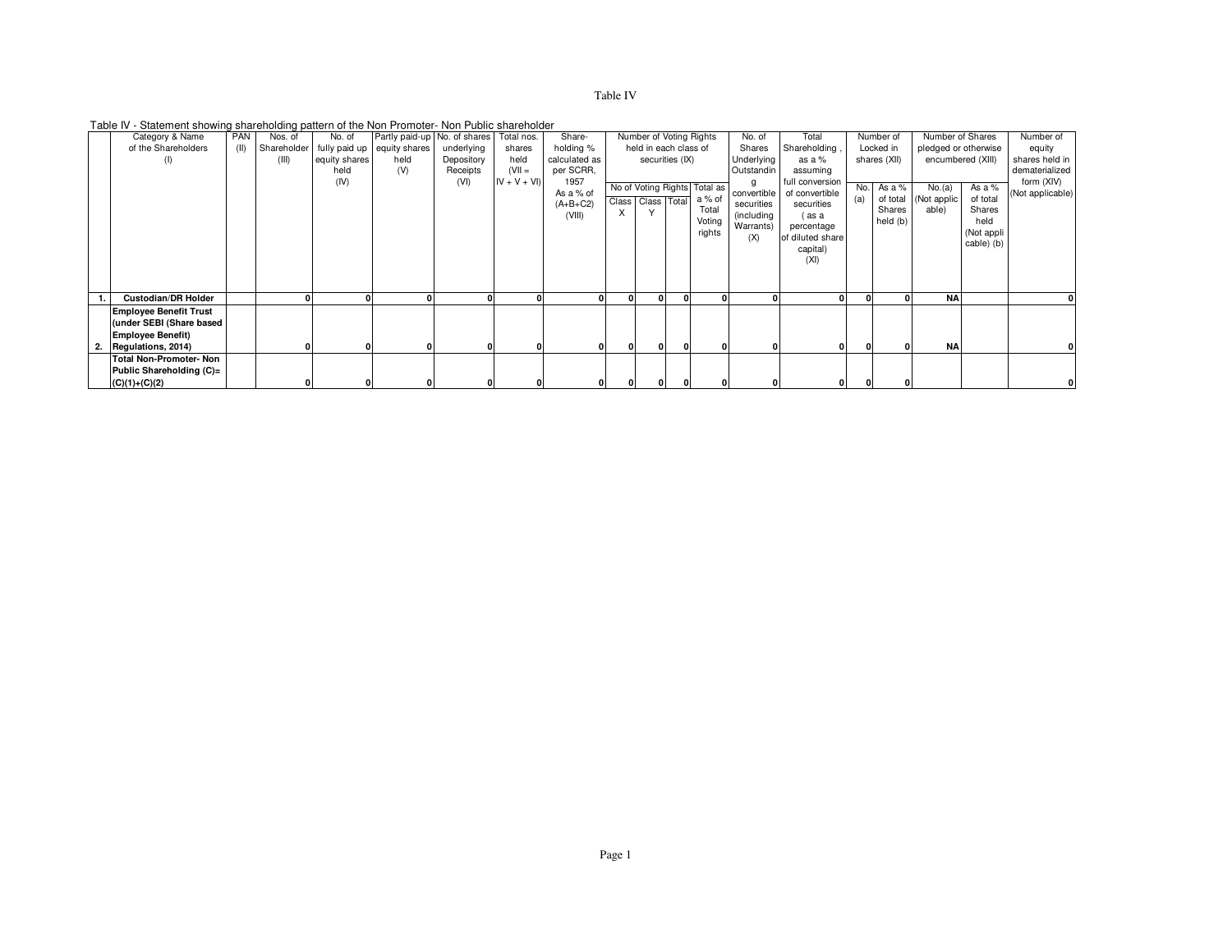# Table IV

Table IV - Statement showing shareholding pattern of the Non Promoter- Non Public shareholder

| | Category & Name of the Shareholders (I) | PAN (II) | Nos. of Shareholder (III) | No. of fully paid up equity shares held (IV) | Partly paid-up equity shares held (V) | No. of shares underlying Depository Receipts (VI) | Total nos. shares held (VII = IV + V + VI) | Share-holding % calculated as per SCRR, 1957 As a % of (A+B+C2) (VIII) | Number of Voting Rights held in each class of securities (IX) | | | | No. of Shares Underlying Outstanding convertible securities (including Warrants) (X) | Total Shareholding , as a % assuming full conversion of convertible securities ( as a percentage of diluted share capital) (XI) | Number of Locked in shares (XII) | | Number of Shares pledged or otherwise encumbered (XIII) | | Number of equity shares held in dematerialized form (XIV) (Not applicable) |
|---|---|---|---|---|---|---|---|---|---|---|---|---|---|---|---|---|---|---|---|
| | | | | | | | | | No of Voting Rights | | | Total as a % of Total Voting rights | | | No. (a) | As a % of total Shares held (b) | No.(a) (Not applicable) | As a % of total Shares held (Not applicable) (b) | |
| | | | | | | | | | Class X | Class Y | Total | | | | | | | | |
| **1.** | **Custodian/DR Holder** | | **0** | **0** | **0** | **0** | **0** | **0** | **0** | **0** | **0** | **0** | **0** | **0** | **0** | **0** | **NA** | | **0** |
| **2.** | **Employee Benefit Trust (under SEBI (Share based Employee Benefit) Regulations, 2014)** | | **0** | **0** | **0** | **0** | **0** | **0** | **0** | **0** | **0** | **0** | **0** | **0** | **0** | **0** | **NA** | | **0** |
| | **Total Non-Promoter- Non Public Shareholding (C)= (C)(1)+(C)(2)** | | **0** | **0** | **0** | **0** | **0** | **0** | **0** | **0** | **0** | **0** | **0** | **0** | **0** | **0** | | | **0** |